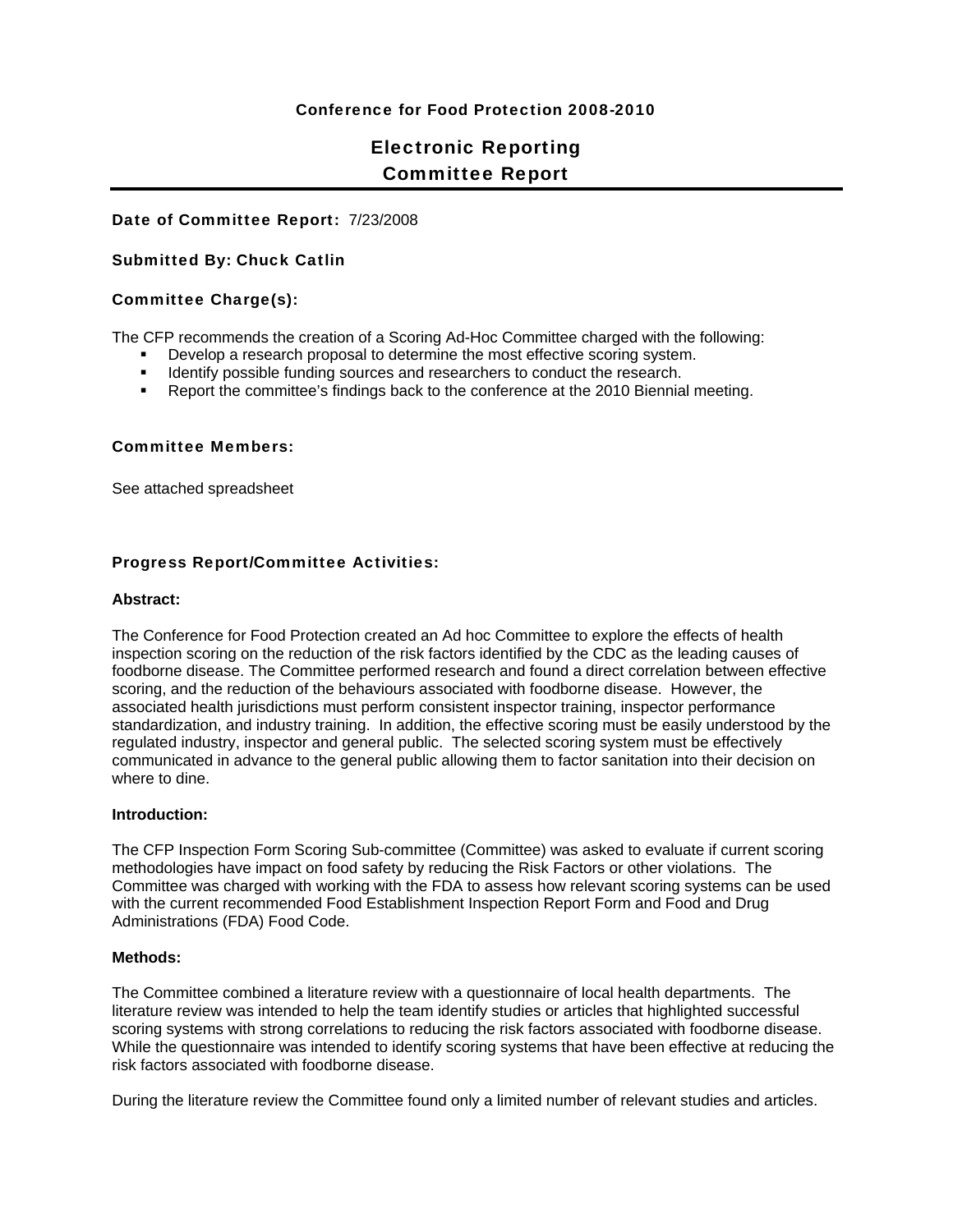**Conference for Food Protection 2008-2010**

# Electronic Reporting Committee Report

**Date of Committee Report:** 7/23/2008

**Submitted By: Chuck Catlin**

**Committee Charge(s):**

The CFP recommends the creation of a Scoring Ad-Hoc Committee charged with the following:

- Develop a research proposal to determine the most effective scoring system.
- Identify possible funding sources and researchers to conduct the research.
- Report the committee's findings back to the conference at the 2010 Biennial meeting.

**Committee Members:**

See attached spreadsheet

**Progress Report/Committee Activities:**

**Abstract:**

The Conference for Food Protection created an Ad hoc Committee to explore the effects of health inspection scoring on the reduction of the risk factors identified by the CDC as the leading causes of foodborne disease. The Committee performed research and found a direct correlation between effective scoring, and the reduction of the behaviours associated with foodborne disease. However, the associated health jurisdictions must perform consistent inspector training, inspector performance standardization, and industry training. In addition, the effective scoring must be easily understood by the regulated industry, inspector and general public. The selected scoring system must be effectively communicated in advance to the general public allowing them to factor sanitation into their decision on where to dine.

**Introduction:**

The CFP Inspection Form Scoring Sub-committee (Committee) was asked to evaluate if current scoring methodologies have impact on food safety by reducing the Risk Factors or other violations. The Committee was charged with working with the FDA to assess how relevant scoring systems can be used with the current recommended Food Establishment Inspection Report Form and Food and Drug Administrations (FDA) Food Code.

**Methods:**

The Committee combined a literature review with a questionnaire of local health departments. The literature review was intended to help the team identify studies or articles that highlighted successful scoring systems with strong correlations to reducing the risk factors associated with foodborne disease. While the questionnaire was intended to identify scoring systems that have been effective at reducing the risk factors associated with foodborne disease.

During the literature review the Committee found only a limited number of relevant studies and articles.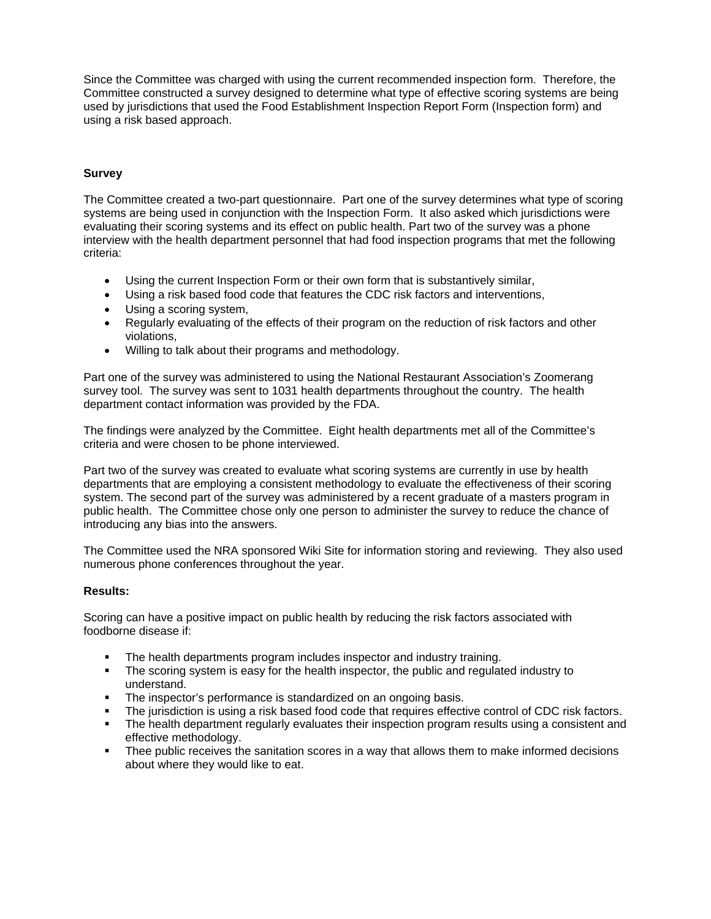Since the Committee was charged with using the current recommended inspection form. Therefore, the Committee constructed a survey designed to determine what type of effective scoring systems are being used by jurisdictions that used the Food Establishment Inspection Report Form (Inspection form) and using a risk based approach.

**Survey**

The Committee created a two-part questionnaire. Part one of the survey determines what type of scoring systems are being used in conjunction with the Inspection Form. It also asked which jurisdictions were evaluating their scoring systems and its effect on public health. Part two of the survey was a phone interview with the health department personnel that had food inspection programs that met the following criteria:

- Using the current Inspection Form or their own form that is substantively similar,
- Using a risk based food code that features the CDC risk factors and interventions,
- Using a scoring system,
- Regularly evaluating of the effects of their program on the reduction of risk factors and other violations,
- Willing to talk about their programs and methodology.

Part one of the survey was administered to using the National Restaurant Association's Zoomerang survey tool. The survey was sent to 1031 health departments throughout the country. The health department contact information was provided by the FDA.

The findings were analyzed by the Committee. Eight health departments met all of the Committee's criteria and were chosen to be phone interviewed.

Part two of the survey was created to evaluate what scoring systems are currently in use by health departments that are employing a consistent methodology to evaluate the effectiveness of their scoring system. The second part of the survey was administered by a recent graduate of a masters program in public health. The Committee chose only one person to administer the survey to reduce the chance of introducing any bias into the answers.

The Committee used the NRA sponsored Wiki Site for information storing and reviewing. They also used numerous phone conferences throughout the year.

**Results:**

Scoring can have a positive impact on public health by reducing the risk factors associated with foodborne disease if:

- The health departments program includes inspector and industry training.
- The scoring system is easy for the health inspector, the public and regulated industry to understand.
- The inspector's performance is standardized on an ongoing basis.
- The jurisdiction is using a risk based food code that requires effective control of CDC risk factors.
- The health department regularly evaluates their inspection program results using a consistent and effective methodology.
- Thee public receives the sanitation scores in a way that allows them to make informed decisions about where they would like to eat.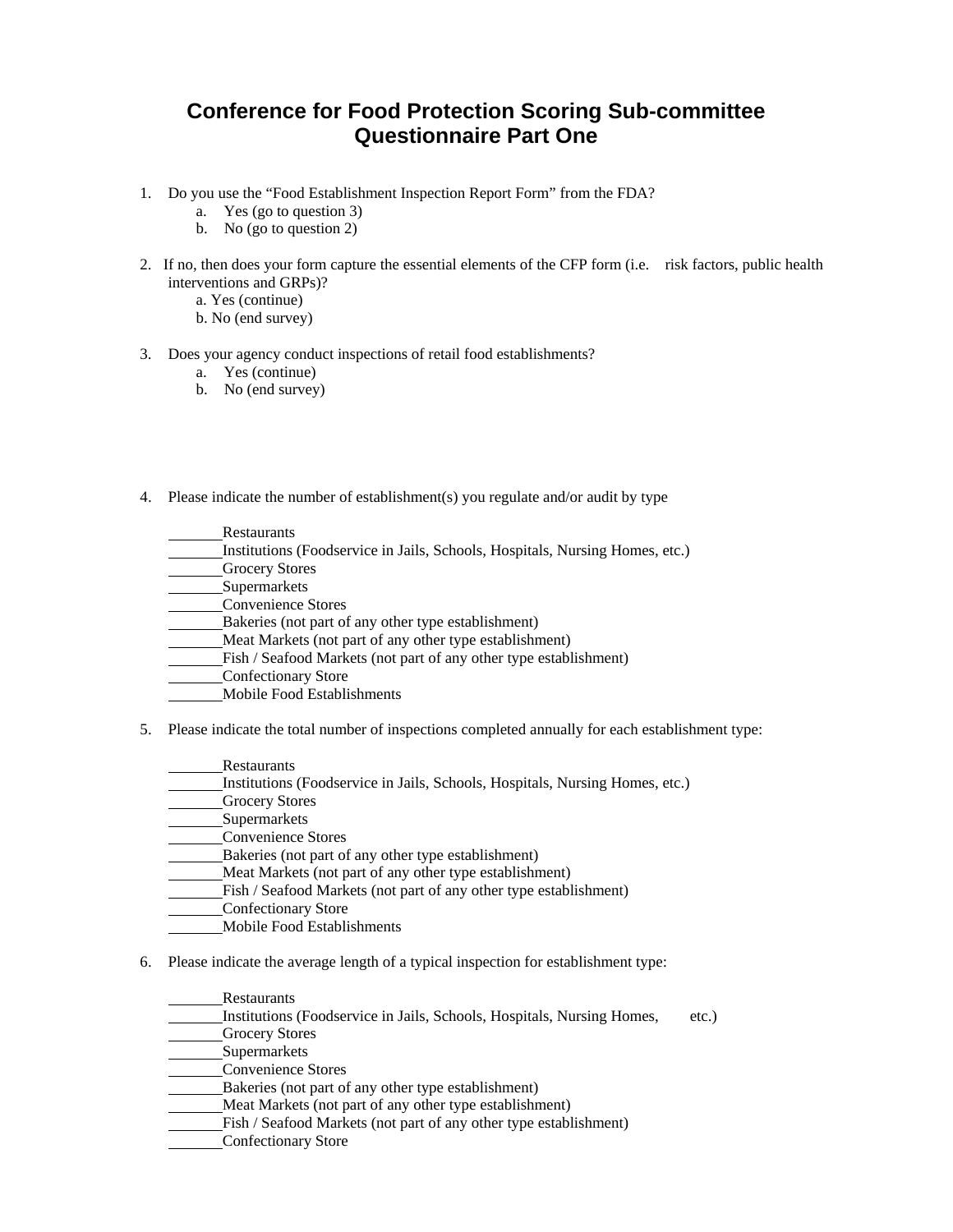# Conference for Food Protection Scoring Sub-committee Questionnaire Part One

1. Do you use the "Food Establishment Inspection Report Form" from the FDA?
   a. Yes (go to question 3)
   b. No (go to question 2)

2. If no, then does your form capture the essential elements of the CFP form (i.e. risk factors, public health interventions and GRPs)?
   a. Yes (continue)
   b. No (end survey)

3. Does your agency conduct inspections of retail food establishments?
   a. Yes (continue)
   b. No (end survey)

4. Please indicate the number of establishment(s) you regulate and/or audit by type

   _______Restaurants
   _______Institutions (Foodservice in Jails, Schools, Hospitals, Nursing Homes, etc.)
   _______Grocery Stores
   _______Supermarkets
   _______Convenience Stores
   _______Bakeries (not part of any other type establishment)
   _______Meat Markets (not part of any other type establishment)
   _______Fish / Seafood Markets (not part of any other type establishment)
   _______Confectionary Store
   _______Mobile Food Establishments

5. Please indicate the total number of inspections completed annually for each establishment type:

   _______Restaurants
   _______Institutions (Foodservice in Jails, Schools, Hospitals, Nursing Homes, etc.)
   _______Grocery Stores
   _______Supermarkets
   _______Convenience Stores
   _______Bakeries (not part of any other type establishment)
   _______Meat Markets (not part of any other type establishment)
   _______Fish / Seafood Markets (not part of any other type establishment)
   _______Confectionary Store
   _______Mobile Food Establishments

6. Please indicate the average length of a typical inspection for establishment type:

   _______Restaurants
   _______Institutions (Foodservice in Jails, Schools, Hospitals, Nursing Homes, etc.)
   _______Grocery Stores
   _______Supermarkets
   _______Convenience Stores
   _______Bakeries (not part of any other type establishment)
   _______Meat Markets (not part of any other type establishment)
   _______Fish / Seafood Markets (not part of any other type establishment)
   _______Confectionary Store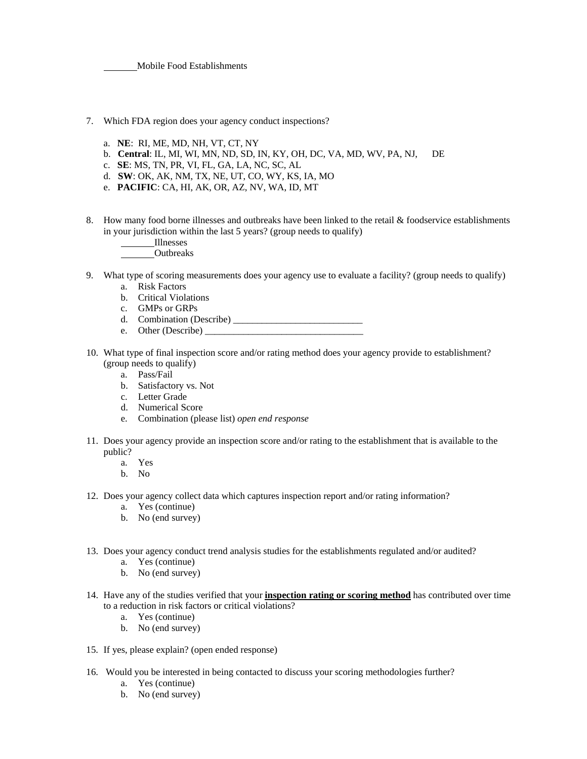_______Mobile Food Establishments

7. Which FDA region does your agency conduct inspections?

   a. **NE**: RI, ME, MD, NH, VT, CT, NY
   b. **Central**: IL, MI, WI, MN, ND, SD, IN, KY, OH, DC, VA, MD, WV, PA, NJ, DE
   c. **SE**: MS, TN, PR, VI, FL, GA, LA, NC, SC, AL
   d. **SW**: OK, AK, NM, TX, NE, UT, CO, WY, KS, IA, MO
   e. **PACIFIC**: CA, HI, AK, OR, AZ, NV, WA, ID, MT

8. How many food borne illnesses and outbreaks have been linked to the retail & foodservice establishments in your jurisdiction within the last 5 years? (group needs to qualify)

   _______Illnesses
   _______Outbreaks

9. What type of scoring measurements does your agency use to evaluate a facility? (group needs to qualify)
   a. Risk Factors
   b. Critical Violations
   c. GMPs or GRPs
   d. Combination (Describe) ___________________________
   e. Other (Describe) __________________________________

10. What type of final inspection score and/or rating method does your agency provide to establishment? (group needs to qualify)
    a. Pass/Fail
    b. Satisfactory vs. Not
    c. Letter Grade
    d. Numerical Score
    e. Combination (please list) *open end response*

11. Does your agency provide an inspection score and/or rating to the establishment that is available to the public?
    a. Yes
    b. No

12. Does your agency collect data which captures inspection report and/or rating information?
    a. Yes (continue)
    b. No (end survey)

13. Does your agency conduct trend analysis studies for the establishments regulated and/or audited?
    a. Yes (continue)
    b. No (end survey)

14. Have any of the studies verified that your **inspection rating or scoring method** has contributed over time to a reduction in risk factors or critical violations?
    a. Yes (continue)
    b. No (end survey)

15. If yes, please explain? (open ended response)

16. Would you be interested in being contacted to discuss your scoring methodologies further?
    a. Yes (continue)
    b. No (end survey)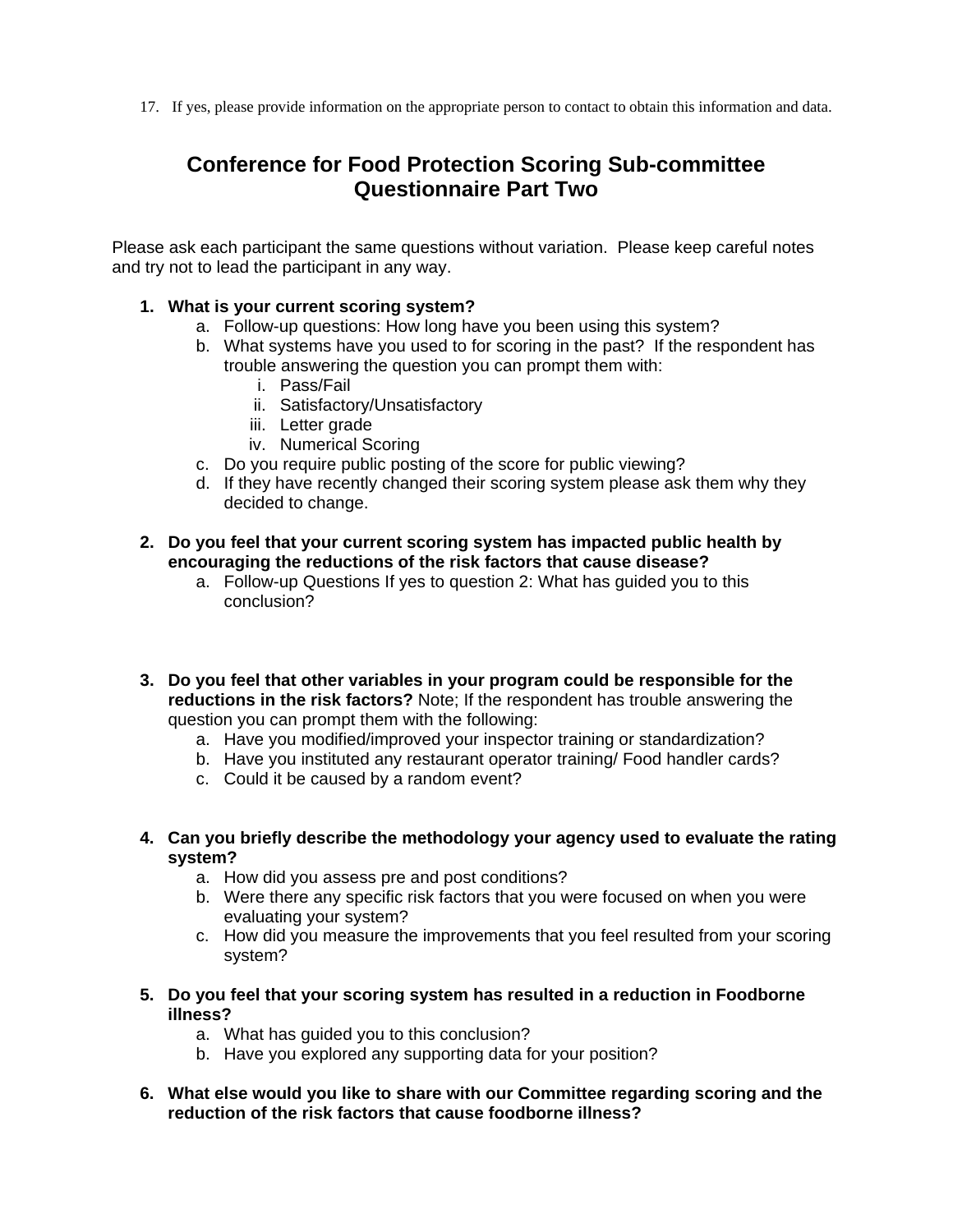17. If yes, please provide information on the appropriate person to contact to obtain this information and data.

# Conference for Food Protection Scoring Sub-committee Questionnaire Part Two

Please ask each participant the same questions without variation. Please keep careful notes and try not to lead the participant in any way.

1. **What is your current scoring system?**
   a. Follow-up questions: How long have you been using this system?
   b. What systems have you used to for scoring in the past? If the respondent has trouble answering the question you can prompt them with:
      i. Pass/Fail
      ii. Satisfactory/Unsatisfactory
      iii. Letter grade
      iv. Numerical Scoring
   c. Do you require public posting of the score for public viewing?
   d. If they have recently changed their scoring system please ask them why they decided to change.

2. **Do you feel that your current scoring system has impacted public health by encouraging the reductions of the risk factors that cause disease?**
   a. Follow-up Questions If yes to question 2: What has guided you to this conclusion?

3. **Do you feel that other variables in your program could be responsible for the reductions in the risk factors?** Note; If the respondent has trouble answering the question you can prompt them with the following:
   a. Have you modified/improved your inspector training or standardization?
   b. Have you instituted any restaurant operator training/ Food handler cards?
   c. Could it be caused by a random event?

4. **Can you briefly describe the methodology your agency used to evaluate the rating system?**
   a. How did you assess pre and post conditions?
   b. Were there any specific risk factors that you were focused on when you were evaluating your system?
   c. How did you measure the improvements that you feel resulted from your scoring system?

5. **Do you feel that your scoring system has resulted in a reduction in Foodborne illness?**
   a. What has guided you to this conclusion?
   b. Have you explored any supporting data for your position?

6. **What else would you like to share with our Committee regarding scoring and the reduction of the risk factors that cause foodborne illness?**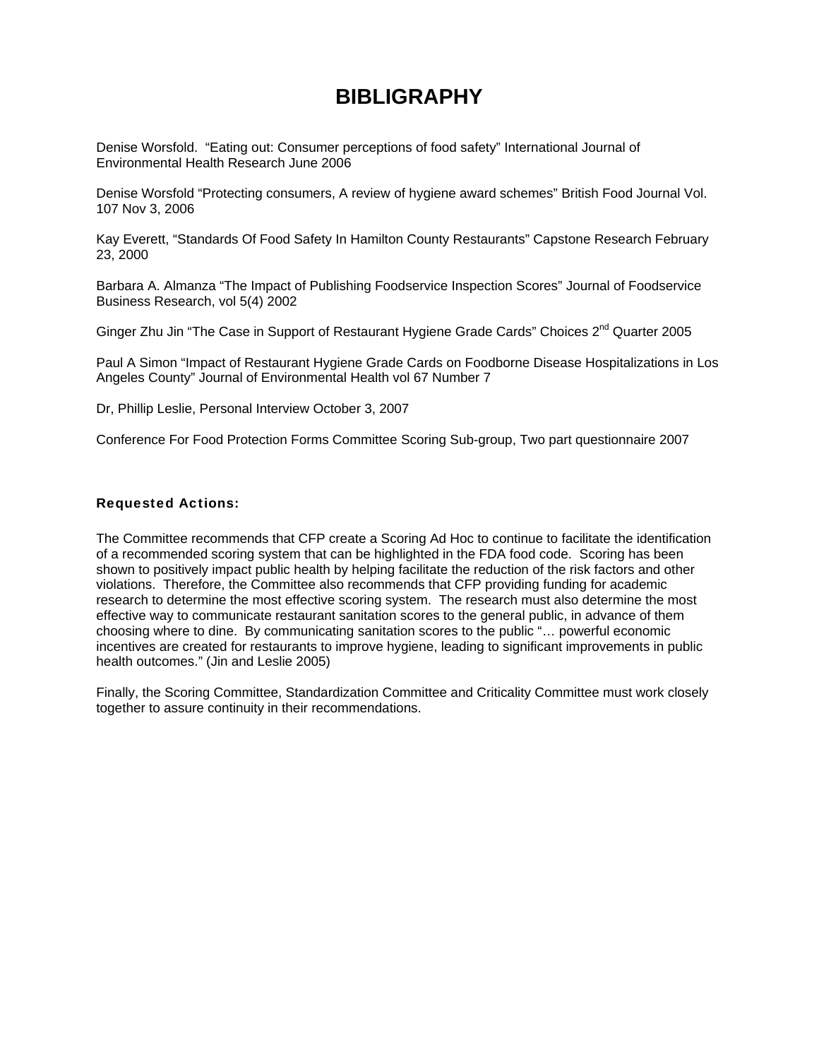# BIBLIGRAPHY

Denise Worsfold. "Eating out: Consumer perceptions of food safety" International Journal of Environmental Health Research June 2006

Denise Worsfold "Protecting consumers, A review of hygiene award schemes" British Food Journal Vol. 107 Nov 3, 2006

Kay Everett, "Standards Of Food Safety In Hamilton County Restaurants" Capstone Research February 23, 2000

Barbara A. Almanza "The Impact of Publishing Foodservice Inspection Scores" Journal of Foodservice Business Research, vol 5(4) 2002

Ginger Zhu Jin "The Case in Support of Restaurant Hygiene Grade Cards" Choices 2nd Quarter 2005

Paul A Simon "Impact of Restaurant Hygiene Grade Cards on Foodborne Disease Hospitalizations in Los Angeles County" Journal of Environmental Health vol 67 Number 7

Dr, Phillip Leslie, Personal Interview October 3, 2007

Conference For Food Protection Forms Committee Scoring Sub-group, Two part questionnaire 2007

**Requested Actions:**

The Committee recommends that CFP create a Scoring Ad Hoc to continue to facilitate the identification of a recommended scoring system that can be highlighted in the FDA food code. Scoring has been shown to positively impact public health by helping facilitate the reduction of the risk factors and other violations. Therefore, the Committee also recommends that CFP providing funding for academic research to determine the most effective scoring system. The research must also determine the most effective way to communicate restaurant sanitation scores to the general public, in advance of them choosing where to dine. By communicating sanitation scores to the public "… powerful economic incentives are created for restaurants to improve hygiene, leading to significant improvements in public health outcomes." (Jin and Leslie 2005)

Finally, the Scoring Committee, Standardization Committee and Criticality Committee must work closely together to assure continuity in their recommendations.